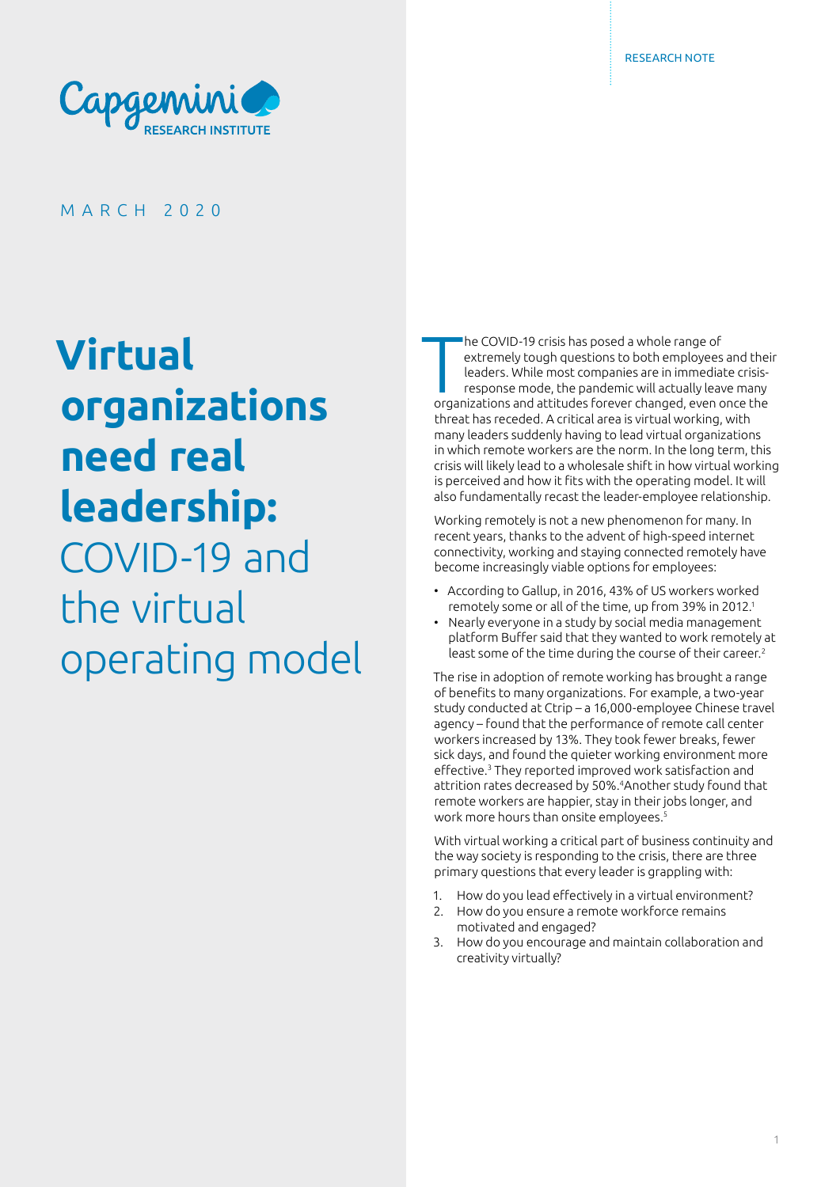RESEARCH NOTE

Capgemini RESEARCH INSTITUTE

MARCH 2020

# **Virtual organizations need real leadership:** COVID-19 and the virtual operating model

The COVID-19 crisis has posed a whole range of extremely tough questions to both employees and their leaders. While most companies are in immediate crisis-response mode, the pandemic will actually leave many organizations and attitudes forever changed, even once the threat has receded. A critical area is virtual working, with many leaders suddenly having to lead virtual organizations in which remote workers are the norm. In the long term, this crisis will likely lead to a wholesale shift in how virtual working is perceived and how it fits with the operating model. It will also fundamentally recast the leader-employee relationship.

Working remotely is not a new phenomenon for many. In recent years, thanks to the advent of high-speed internet connectivity, working and staying connected remotely have become increasingly viable options for employees:

- According to Gallup, in 2016, 43% of US workers worked remotely some or all of the time, up from 39% in 2012.[1]
- Nearly everyone in a study by social media management platform Buffer said that they wanted to work remotely at least some of the time during the course of their career.[2]

The rise in adoption of remote working has brought a range of benefits to many organizations. For example, a two-year study conducted at Ctrip – a 16,000-employee Chinese travel agency – found that the performance of remote call center workers increased by 13%. They took fewer breaks, fewer sick days, and found the quieter working environment more effective.[3] They reported improved work satisfaction and attrition rates decreased by 50%.[4] Another study found that remote workers are happier, stay in their jobs longer, and work more hours than onsite employees.[5]

With virtual working a critical part of business continuity and the way society is responding to the crisis, there are three primary questions that every leader is grappling with:

1. How do you lead effectively in a virtual environment?
2. How do you ensure a remote workforce remains motivated and engaged?
3. How do you encourage and maintain collaboration and creativity virtually?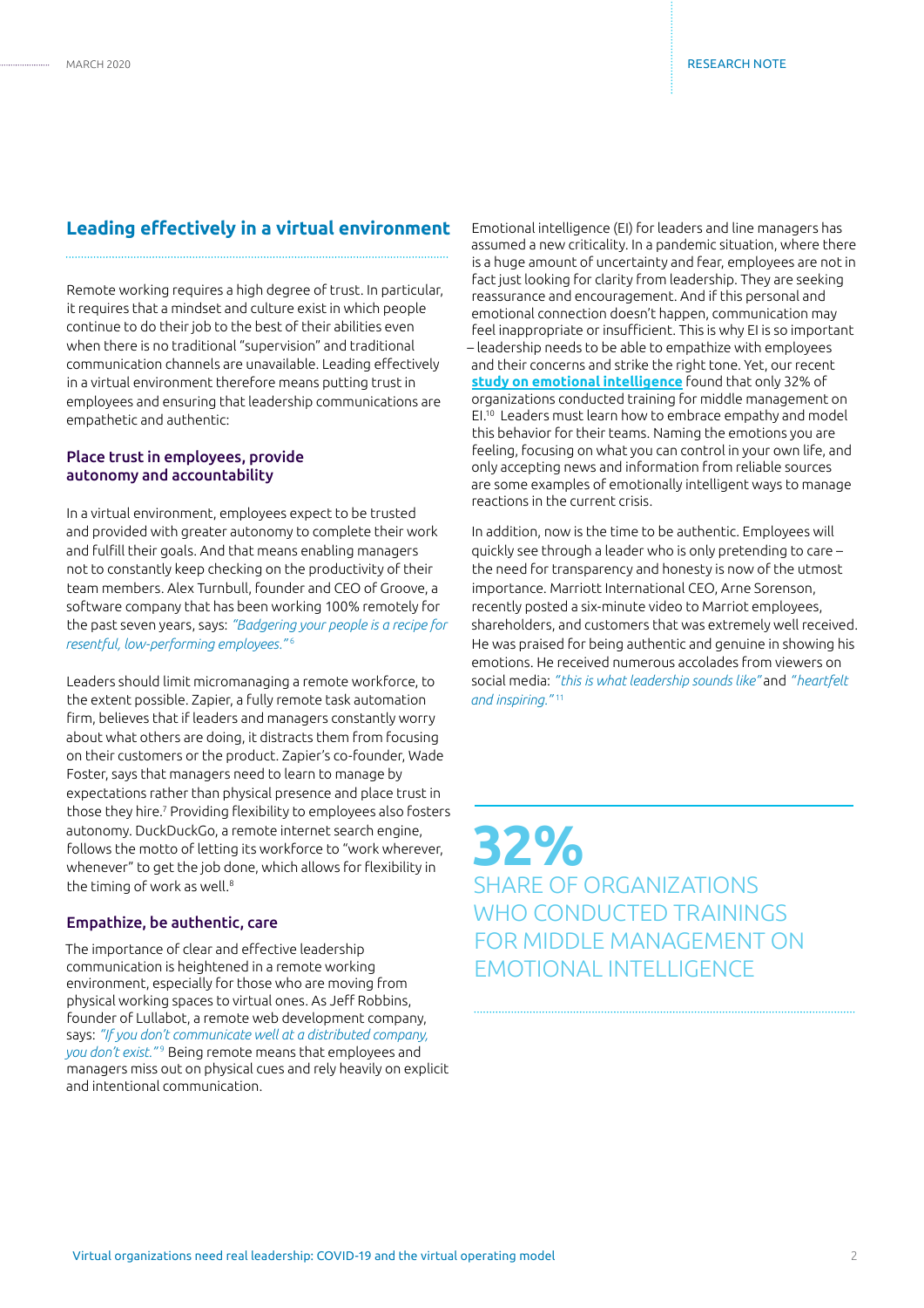## Leading effectively in a virtual environment

Remote working requires a high degree of trust. In particular, it requires that a mindset and culture exist in which people continue to do their job to the best of their abilities even when there is no traditional "supervision" and traditional communication channels are unavailable. Leading effectively in a virtual environment therefore means putting trust in employees and ensuring that leadership communications are empathetic and authentic:

### Place trust in employees, provide autonomy and accountability

In a virtual environment, employees expect to be trusted and provided with greater autonomy to complete their work and fulfill their goals. And that means enabling managers not to constantly keep checking on the productivity of their team members. Alex Turnbull, founder and CEO of Groove, a software company that has been working 100% remotely for the past seven years, says: *"Badgering your people is a recipe for resentful, low-performing employees."* [6]

Leaders should limit micromanaging a remote workforce, to the extent possible. Zapier, a fully remote task automation firm, believes that if leaders and managers constantly worry about what others are doing, it distracts them from focusing on their customers or the product. Zapier's co-founder, Wade Foster, says that managers need to learn to manage by expectations rather than physical presence and place trust in those they hire.[7] Providing flexibility to employees also fosters autonomy. DuckDuckGo, a remote internet search engine, follows the motto of letting its workforce to "work wherever, whenever" to get the job done, which allows for flexibility in the timing of work as well.[8]

### Empathize, be authentic, care

The importance of clear and effective leadership communication is heightened in a remote working environment, especially for those who are moving from physical working spaces to virtual ones. As Jeff Robbins, founder of Lullabot, a remote web development company, says: *"If you don't communicate well at a distributed company, you don't exist."* [9] Being remote means that employees and managers miss out on physical cues and rely heavily on explicit and intentional communication.

Emotional intelligence (EI) for leaders and line managers has assumed a new criticality. In a pandemic situation, where there is a huge amount of uncertainty and fear, employees are not in fact just looking for clarity from leadership. They are seeking reassurance and encouragement. And if this personal and emotional connection doesn't happen, communication may feel inappropriate or insufficient. This is why EI is so important – leadership needs to be able to empathize with employees and their concerns and strike the right tone. Yet, our recent **study on emotional intelligence** found that only 32% of organizations conducted training for middle management on EI.[10] Leaders must learn how to embrace empathy and model this behavior for their teams. Naming the emotions you are feeling, focusing on what you can control in your own life, and only accepting news and information from reliable sources are some examples of emotionally intelligent ways to manage reactions in the current crisis.

In addition, now is the time to be authentic. Employees will quickly see through a leader who is only pretending to care – the need for transparency and honesty is now of the utmost importance. Marriott International CEO, Arne Sorenson, recently posted a six-minute video to Marriot employees, shareholders, and customers that was extremely well received. He was praised for being authentic and genuine in showing his emotions. He received numerous accolades from viewers on social media: *"this is what leadership sounds like"* and *"heartfelt and inspiring."* [11]

**32%**

SHARE OF ORGANIZATIONS WHO CONDUCTED TRAININGS FOR MIDDLE MANAGEMENT ON EMOTIONAL INTELLIGENCE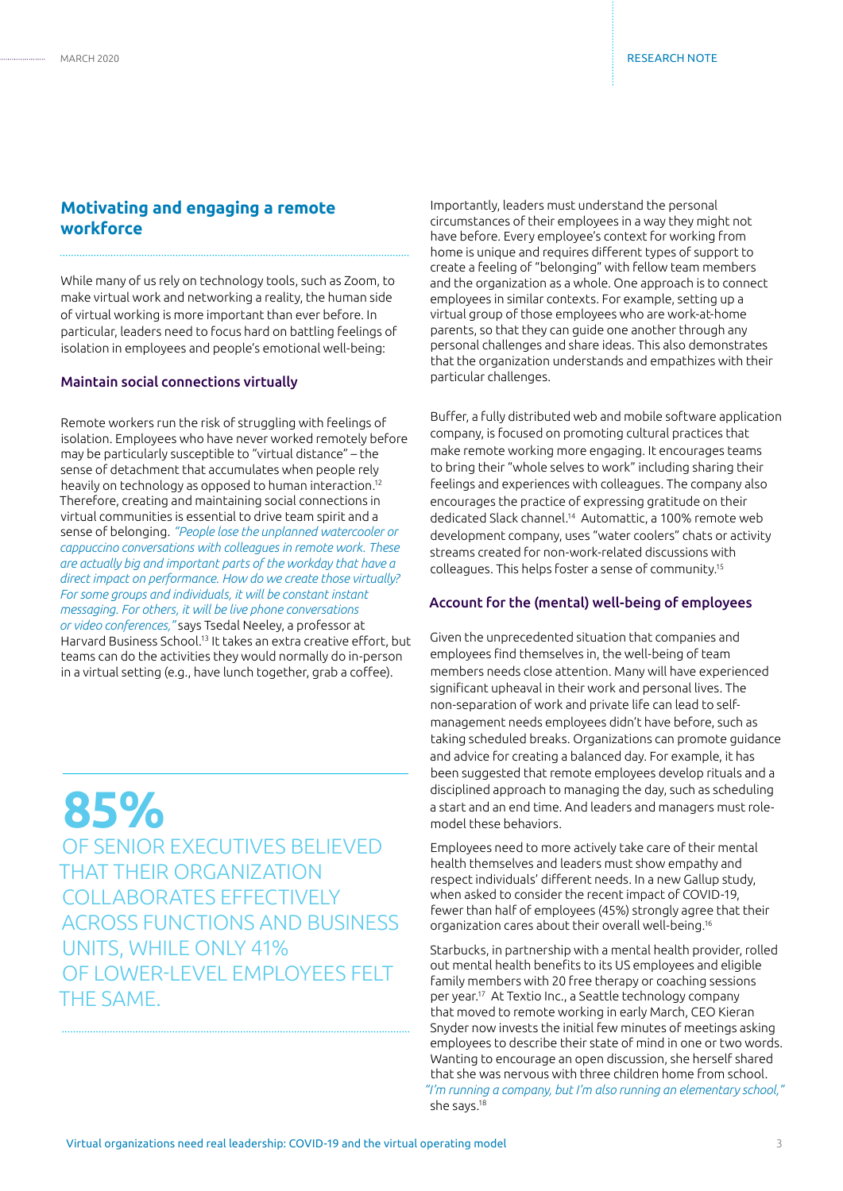## Motivating and engaging a remote workforce

While many of us rely on technology tools, such as Zoom, to make virtual work and networking a reality, the human side of virtual working is more important than ever before. In particular, leaders need to focus hard on battling feelings of isolation in employees and people's emotional well-being:

### Maintain social connections virtually

Remote workers run the risk of struggling with feelings of isolation. Employees who have never worked remotely before may be particularly susceptible to "virtual distance" – the sense of detachment that accumulates when people rely heavily on technology as opposed to human interaction.[12] Therefore, creating and maintaining social connections in virtual communities is essential to drive team spirit and a sense of belonging. *"People lose the unplanned watercooler or cappuccino conversations with colleagues in remote work. These are actually big and important parts of the workday that have a direct impact on performance. How do we create those virtually? For some groups and individuals, it will be constant instant messaging. For others, it will be live phone conversations or video conferences,"* says Tsedal Neeley, a professor at Harvard Business School.[13] It takes an extra creative effort, but teams can do the activities they would normally do in-person in a virtual setting (e.g., have lunch together, grab a coffee).

**85%** OF SENIOR EXECUTIVES BELIEVED THAT THEIR ORGANIZATION COLLABORATES EFFECTIVELY ACROSS FUNCTIONS AND BUSINESS UNITS, WHILE ONLY 41% OF LOWER-LEVEL EMPLOYEES FELT THE SAME.

Importantly, leaders must understand the personal circumstances of their employees in a way they might not have before. Every employee's context for working from home is unique and requires different types of support to create a feeling of "belonging" with fellow team members and the organization as a whole. One approach is to connect employees in similar contexts. For example, setting up a virtual group of those employees who are work-at-home parents, so that they can guide one another through any personal challenges and share ideas. This also demonstrates that the organization understands and empathizes with their particular challenges.

Buffer, a fully distributed web and mobile software application company, is focused on promoting cultural practices that make remote working more engaging. It encourages teams to bring their "whole selves to work" including sharing their feelings and experiences with colleagues. The company also encourages the practice of expressing gratitude on their dedicated Slack channel.[14] Automattic, a 100% remote web development company, uses "water coolers" chats or activity streams created for non-work-related discussions with colleagues. This helps foster a sense of community.[15]

### Account for the (mental) well-being of employees

Given the unprecedented situation that companies and employees find themselves in, the well-being of team members needs close attention. Many will have experienced significant upheaval in their work and personal lives. The non-separation of work and private life can lead to self-management needs employees didn't have before, such as taking scheduled breaks. Organizations can promote guidance and advice for creating a balanced day. For example, it has been suggested that remote employees develop rituals and a disciplined approach to managing the day, such as scheduling a start and an end time. And leaders and managers must role-model these behaviors.

Employees need to more actively take care of their mental health themselves and leaders must show empathy and respect individuals' different needs. In a new Gallup study, when asked to consider the recent impact of COVID-19, fewer than half of employees (45%) strongly agree that their organization cares about their overall well-being.[16]

Starbucks, in partnership with a mental health provider, rolled out mental health benefits to its US employees and eligible family members with 20 free therapy or coaching sessions per year.[17] At Textio Inc., a Seattle technology company that moved to remote working in early March, CEO Kieran Snyder now invests the initial few minutes of meetings asking employees to describe their state of mind in one or two words. Wanting to encourage an open discussion, she herself shared that she was nervous with three children home from school. *"I'm running a company, but I'm also running an elementary school,"* she says.[18]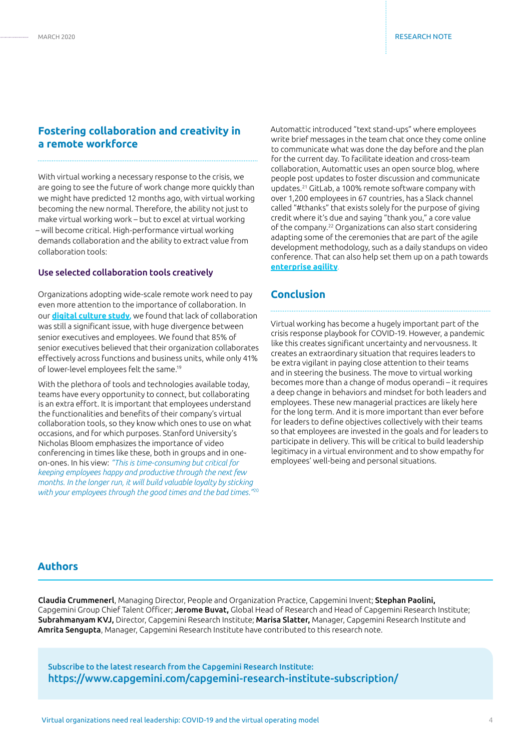## Fostering collaboration and creativity in a remote workforce

With virtual working a necessary response to the crisis, we are going to see the future of work change more quickly than we might have predicted 12 months ago, with virtual working becoming the new normal. Therefore, the ability not just to make virtual working work – but to excel at virtual working – will become critical. High-performance virtual working demands collaboration and the ability to extract value from collaboration tools:

### Use selected collaboration tools creatively

Organizations adopting wide-scale remote work need to pay even more attention to the importance of collaboration. In our **digital culture study**, we found that lack of collaboration was still a significant issue, with huge divergence between senior executives and employees. We found that 85% of senior executives believed that their organization collaborates effectively across functions and business units, while only 41% of lower-level employees felt the same.[19]

With the plethora of tools and technologies available today, teams have every opportunity to connect, but collaborating is an extra effort. It is important that employees understand the functionalities and benefits of their company's virtual collaboration tools, so they know which ones to use on what occasions, and for which purposes. Stanford University's Nicholas Bloom emphasizes the importance of video conferencing in times like these, both in groups and in one-on-ones. In his view: *"This is time-consuming but critical for keeping employees happy and productive through the next few months. In the longer run, it will build valuable loyalty by sticking with your employees through the good times and the bad times."*[20]

Automattic introduced "text stand-ups" where employees write brief messages in the team chat once they come online to communicate what was done the day before and the plan for the current day. To facilitate ideation and cross-team collaboration, Automattic uses an open source blog, where people post updates to foster discussion and communicate updates.[21] GitLab, a 100% remote software company with over 1,200 employees in 67 countries, has a Slack channel called "#thanks" that exists solely for the purpose of giving credit where it's due and saying "thank you," a core value of the company.[22] Organizations can also start considering adapting some of the ceremonies that are part of the agile development methodology, such as a daily standups on video conference. That can also help set them up on a path towards **enterprise agility**.

## Conclusion

Virtual working has become a hugely important part of the crisis response playbook for COVID-19. However, a pandemic like this creates significant uncertainty and nervousness. It creates an extraordinary situation that requires leaders to be extra vigilant in paying close attention to their teams and in steering the business. The move to virtual working becomes more than a change of modus operandi – it requires a deep change in behaviors and mindset for both leaders and employees. These new managerial practices are likely here for the long term. And it is more important than ever before for leaders to define objectives collectively with their teams so that employees are invested in the goals and for leaders to participate in delivery. This will be critical to build leadership legitimacy in a virtual environment and to show empathy for employees' well-being and personal situations.

## Authors

**Claudia Crummenerl**, Managing Director, People and Organization Practice, Capgemini Invent; **Stephan Paolini,** Capgemini Group Chief Talent Officer; **Jerome Buvat,** Global Head of Research and Head of Capgemini Research Institute; **Subrahmanyam KVJ,** Director, Capgemini Research Institute; **Marisa Slatter,** Manager, Capgemini Research Institute and **Amrita Sengupta**, Manager, Capgemini Research Institute have contributed to this research note.

Subscribe to the latest research from the Capgemini Research Institute:
https://www.capgemini.com/capgemini-research-institute-subscription/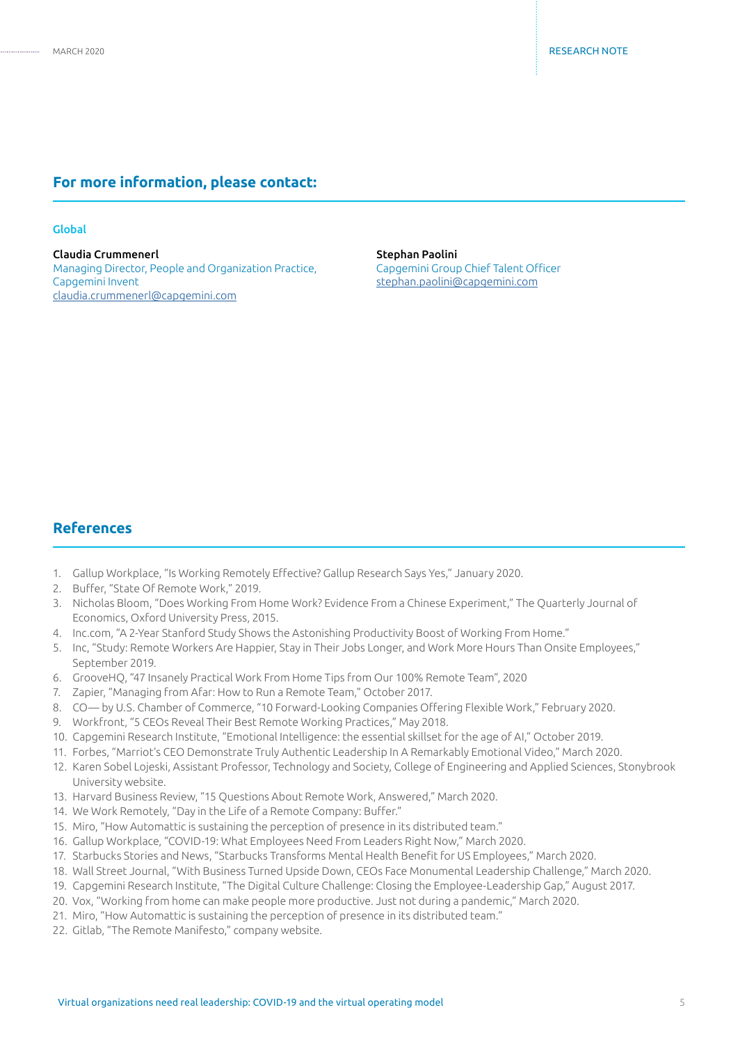## For more information, please contact:

### Global

**Claudia Crummenerl**
Managing Director, People and Organization Practice, Capgemini Invent
claudia.crummenerl@capgemini.com

**Stephan Paolini**
Capgemini Group Chief Talent Officer
stephan.paolini@capgemini.com

## References

1. Gallup Workplace, "Is Working Remotely Effective? Gallup Research Says Yes," January 2020.
2. Buffer, "State Of Remote Work," 2019.
3. Nicholas Bloom, "Does Working From Home Work? Evidence From a Chinese Experiment," The Quarterly Journal of Economics, Oxford University Press, 2015.
4. Inc.com, "A 2-Year Stanford Study Shows the Astonishing Productivity Boost of Working From Home."
5. Inc, "Study: Remote Workers Are Happier, Stay in Their Jobs Longer, and Work More Hours Than Onsite Employees," September 2019.
6. GrooveHQ, "47 Insanely Practical Work From Home Tips from Our 100% Remote Team", 2020
7. Zapier, "Managing from Afar: How to Run a Remote Team," October 2017.
8. CO— by U.S. Chamber of Commerce, "10 Forward-Looking Companies Offering Flexible Work," February 2020.
9. Workfront, "5 CEOs Reveal Their Best Remote Working Practices," May 2018.
10. Capgemini Research Institute, "Emotional Intelligence: the essential skillset for the age of AI," October 2019.
11. Forbes, "Marriot's CEO Demonstrate Truly Authentic Leadership In A Remarkably Emotional Video," March 2020.
12. Karen Sobel Lojeski, Assistant Professor, Technology and Society, College of Engineering and Applied Sciences, Stonybrook University website.
13. Harvard Business Review, "15 Questions About Remote Work, Answered," March 2020.
14. We Work Remotely, "Day in the Life of a Remote Company: Buffer."
15. Miro, "How Automattic is sustaining the perception of presence in its distributed team."
16. Gallup Workplace, "COVID-19: What Employees Need From Leaders Right Now," March 2020.
17. Starbucks Stories and News, "Starbucks Transforms Mental Health Benefit for US Employees," March 2020.
18. Wall Street Journal, "With Business Turned Upside Down, CEOs Face Monumental Leadership Challenge," March 2020.
19. Capgemini Research Institute, "The Digital Culture Challenge: Closing the Employee-Leadership Gap," August 2017.
20. Vox, "Working from home can make people more productive. Just not during a pandemic," March 2020.
21. Miro, "How Automattic is sustaining the perception of presence in its distributed team."
22. Gitlab, "The Remote Manifesto," company website.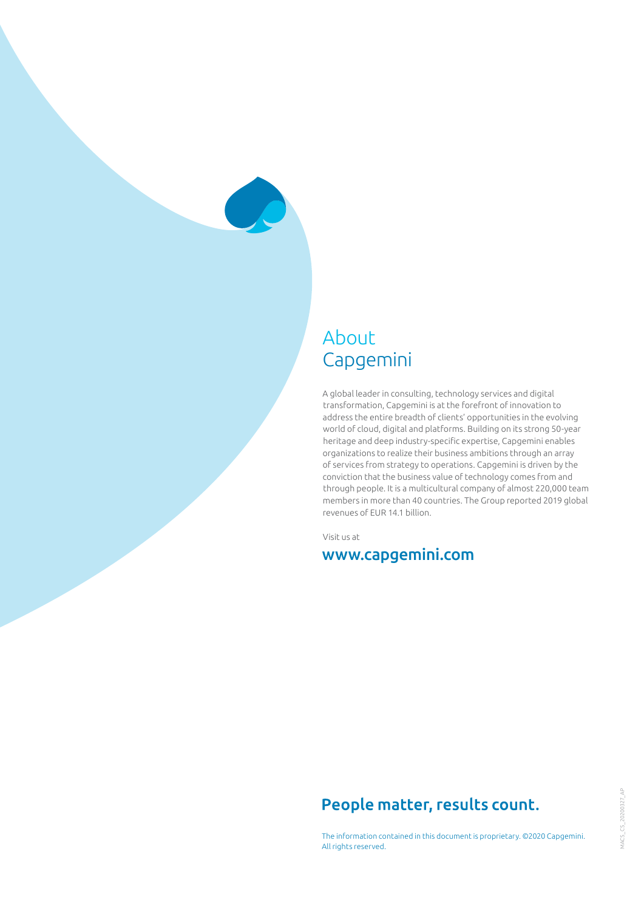# About Capgemini

A global leader in consulting, technology services and digital transformation, Capgemini is at the forefront of innovation to address the entire breadth of clients' opportunities in the evolving world of cloud, digital and platforms. Building on its strong 50-year heritage and deep industry-specific expertise, Capgemini enables organizations to realize their business ambitions through an array of services from strategy to operations. Capgemini is driven by the conviction that the business value of technology comes from and through people. It is a multicultural company of almost 220,000 team members in more than 40 countries. The Group reported 2019 global revenues of EUR 14.1 billion.

Visit us at

**www.capgemini.com**

## People matter, results count.

The information contained in this document is proprietary. ©2020 Capgemini. All rights reserved.

MACS_CS_20200327_AP